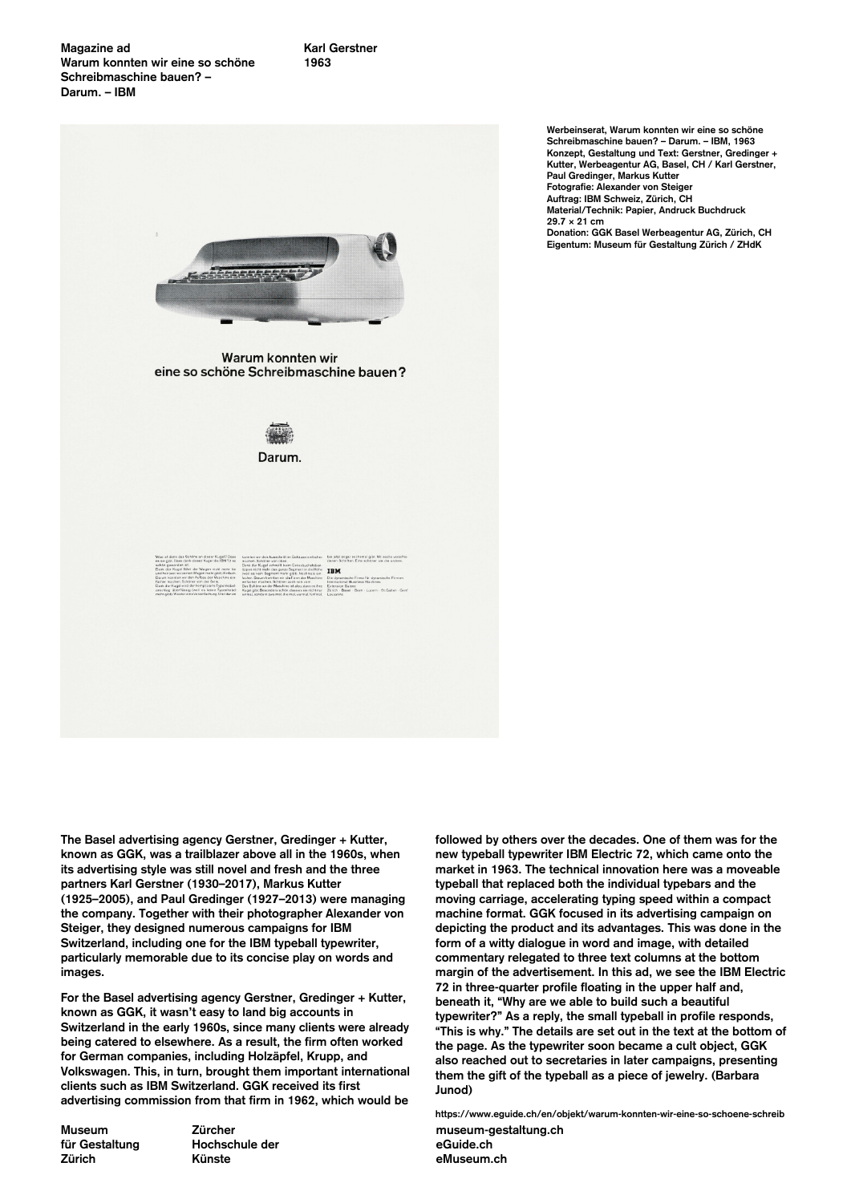**Magazine ad**
**Warum konnten wir eine so schöne Schreibmaschine bauen? – Darum. – IBM**

**Karl Gerstner**
**1963**

Warum konnten wir eine so schöne Schreibmaschine bauen?

Darum.

IBM

Werbeinserat, Warum konnten wir eine so schöne Schreibmaschine bauen? – Darum. – IBM, 1963
Konzept, Gestaltung und Text: Gerstner, Gredinger + Kutter, Werbeagentur AG, Basel, CH / Karl Gerstner, Paul Gredinger, Markus Kutter
Fotografie: Alexander von Steiger
Auftrag: IBM Schweiz, Zürich, CH
Material/Technik: Papier, Andruck Buchdruck
29.7 × 21 cm
Donation: GGK Basel Werbeagentur AG, Zürich, CH
Eigentum: Museum für Gestaltung Zürich / ZHdK

The Basel advertising agency Gerstner, Gredinger + Kutter, known as GGK, was a trailblazer above all in the 1960s, when its advertising style was still novel and fresh and the three partners Karl Gerstner (1930–2017), Markus Kutter (1925–2005), and Paul Gredinger (1927–2013) were managing the company. Together with their photographer Alexander von Steiger, they designed numerous campaigns for IBM Switzerland, including one for the IBM typeball typewriter, particularly memorable due to its concise play on words and images.

For the Basel advertising agency Gerstner, Gredinger + Kutter, known as GGK, it wasn't easy to land big accounts in Switzerland in the early 1960s, since many clients were already being catered to elsewhere. As a result, the firm often worked for German companies, including Holzäpfel, Krupp, and Volkswagen. This, in turn, brought them important international clients such as IBM Switzerland. GGK received its first advertising commission from that firm in 1962, which would be followed by others over the decades. One of them was for the new typeball typewriter IBM Electric 72, which came onto the market in 1963. The technical innovation here was a moveable typeball that replaced both the individual typebars and the moving carriage, accelerating typing speed within a compact machine format. GGK focused in its advertising campaign on depicting the product and its advantages. This was done in the form of a witty dialogue in word and image, with detailed commentary relegated to three text columns at the bottom margin of the advertisement. In this ad, we see the IBM Electric 72 in three-quarter profile floating in the upper half and, beneath it, "Why are we able to build such a beautiful typewriter?" As a reply, the small typeball in profile responds, "This is why." The details are set out in the text at the bottom of the page. As the typewriter soon became a cult object, GGK also reached out to secretaries in later campaigns, presenting them the gift of the typeball as a piece of jewelry. (Barbara Junod)

https://www.eguide.ch/en/objekt/warum-konnten-wir-eine-so-schoene-schreib

Museum für Gestaltung Zürich
Zürcher Hochschule der Künste

museum-gestaltung.ch
eGuide.ch
eMuseum.ch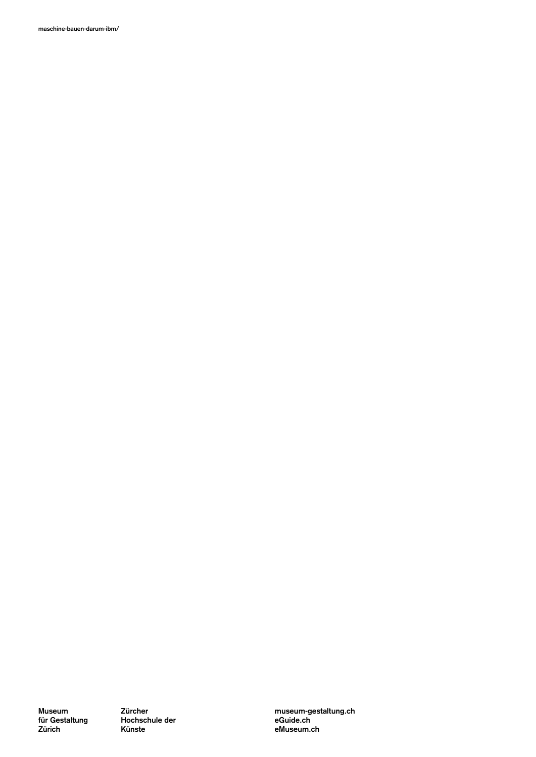maschine-bauen-darum-ibm/